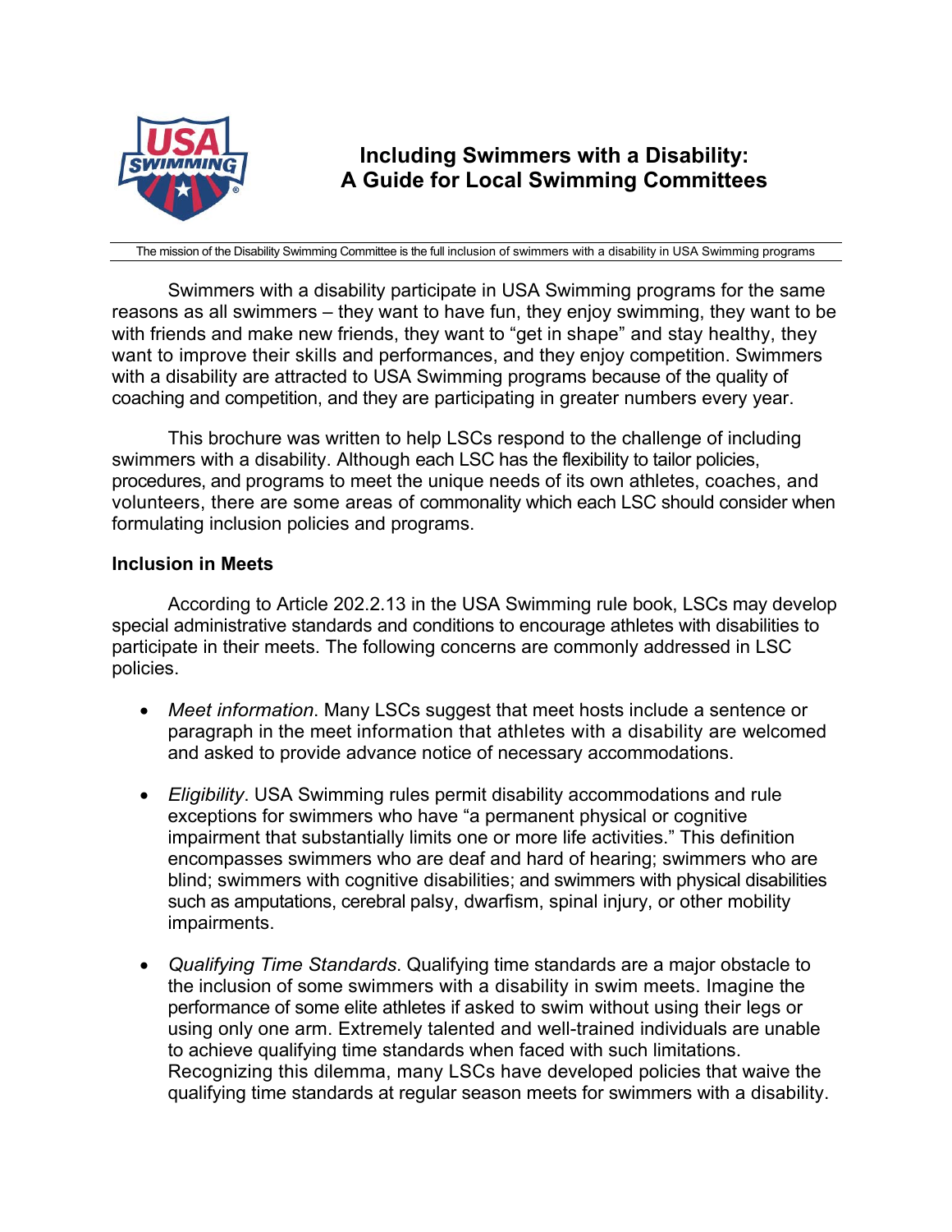# Including Swimmers with a Disability: A Guide for Local Swimming Committees

The mission of the Disability Swimming Committee is the full inclusion of swimmers with a disability in USA Swimming programs

Swimmers with a disability participate in USA Swimming programs for the same reasons as all swimmers – they want to have fun, they enjoy swimming, they want to be with friends and make new friends, they want to "get in shape" and stay healthy, they want to improve their skills and performances, and they enjoy competition. Swimmers with a disability are attracted to USA Swimming programs because of the quality of coaching and competition, and they are participating in greater numbers every year.

This brochure was written to help LSCs respond to the challenge of including swimmers with a disability. Although each LSC has the flexibility to tailor policies, procedures, and programs to meet the unique needs of its own athletes, coaches, and volunteers, there are some areas of commonality which each LSC should consider when formulating inclusion policies and programs.

### Inclusion in Meets

According to Article 202.2.13 in the USA Swimming rule book, LSCs may develop special administrative standards and conditions to encourage athletes with disabilities to participate in their meets. The following concerns are commonly addressed in LSC policies.

- *Meet information*. Many LSCs suggest that meet hosts include a sentence or paragraph in the meet information that athletes with a disability are welcomed and asked to provide advance notice of necessary accommodations.

- *Eligibility*. USA Swimming rules permit disability accommodations and rule exceptions for swimmers who have "a permanent physical or cognitive impairment that substantially limits one or more life activities." This definition encompasses swimmers who are deaf and hard of hearing; swimmers who are blind; swimmers with cognitive disabilities; and swimmers with physical disabilities such as amputations, cerebral palsy, dwarfism, spinal injury, or other mobility impairments.

- *Qualifying Time Standards*. Qualifying time standards are a major obstacle to the inclusion of some swimmers with a disability in swim meets. Imagine the performance of some elite athletes if asked to swim without using their legs or using only one arm. Extremely talented and well-trained individuals are unable to achieve qualifying time standards when faced with such limitations. Recognizing this dilemma, many LSCs have developed policies that waive the qualifying time standards at regular season meets for swimmers with a disability.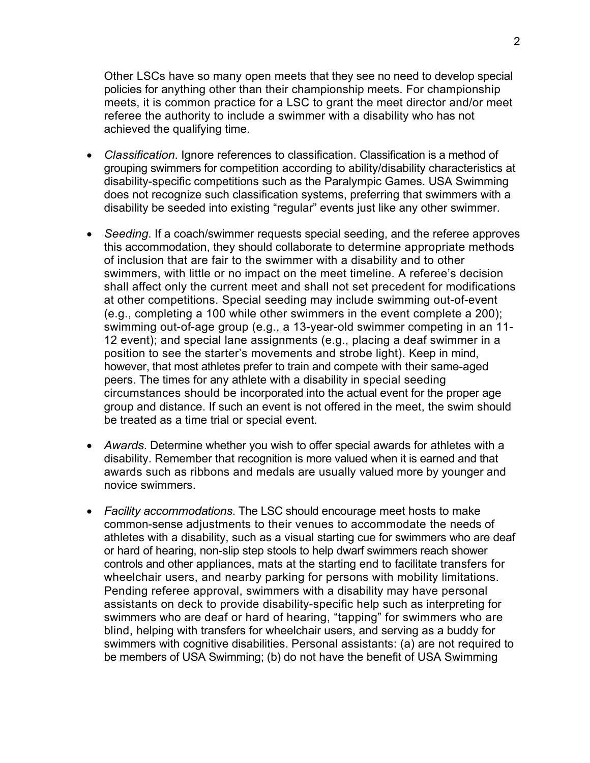Other LSCs have so many open meets that they see no need to develop special policies for anything other than their championship meets. For championship meets, it is common practice for a LSC to grant the meet director and/or meet referee the authority to include a swimmer with a disability who has not achieved the qualifying time.

- *Classification*. Ignore references to classification. Classification is a method of grouping swimmers for competition according to ability/disability characteristics at disability-specific competitions such as the Paralympic Games. USA Swimming does not recognize such classification systems, preferring that swimmers with a disability be seeded into existing "regular" events just like any other swimmer.

- *Seeding*. If a coach/swimmer requests special seeding, and the referee approves this accommodation, they should collaborate to determine appropriate methods of inclusion that are fair to the swimmer with a disability and to other swimmers, with little or no impact on the meet timeline. A referee's decision shall affect only the current meet and shall not set precedent for modifications at other competitions. Special seeding may include swimming out-of-event (e.g., completing a 100 while other swimmers in the event complete a 200); swimming out-of-age group (e.g., a 13-year-old swimmer competing in an 11-12 event); and special lane assignments (e.g., placing a deaf swimmer in a position to see the starter's movements and strobe light). Keep in mind, however, that most athletes prefer to train and compete with their same-aged peers. The times for any athlete with a disability in special seeding circumstances should be incorporated into the actual event for the proper age group and distance. If such an event is not offered in the meet, the swim should be treated as a time trial or special event.

- *Awards*. Determine whether you wish to offer special awards for athletes with a disability. Remember that recognition is more valued when it is earned and that awards such as ribbons and medals are usually valued more by younger and novice swimmers.

- *Facility accommodations*. The LSC should encourage meet hosts to make common-sense adjustments to their venues to accommodate the needs of athletes with a disability, such as a visual starting cue for swimmers who are deaf or hard of hearing, non-slip step stools to help dwarf swimmers reach shower controls and other appliances, mats at the starting end to facilitate transfers for wheelchair users, and nearby parking for persons with mobility limitations. Pending referee approval, swimmers with a disability may have personal assistants on deck to provide disability-specific help such as interpreting for swimmers who are deaf or hard of hearing, "tapping" for swimmers who are blind, helping with transfers for wheelchair users, and serving as a buddy for swimmers with cognitive disabilities. Personal assistants: (a) are not required to be members of USA Swimming; (b) do not have the benefit of USA Swimming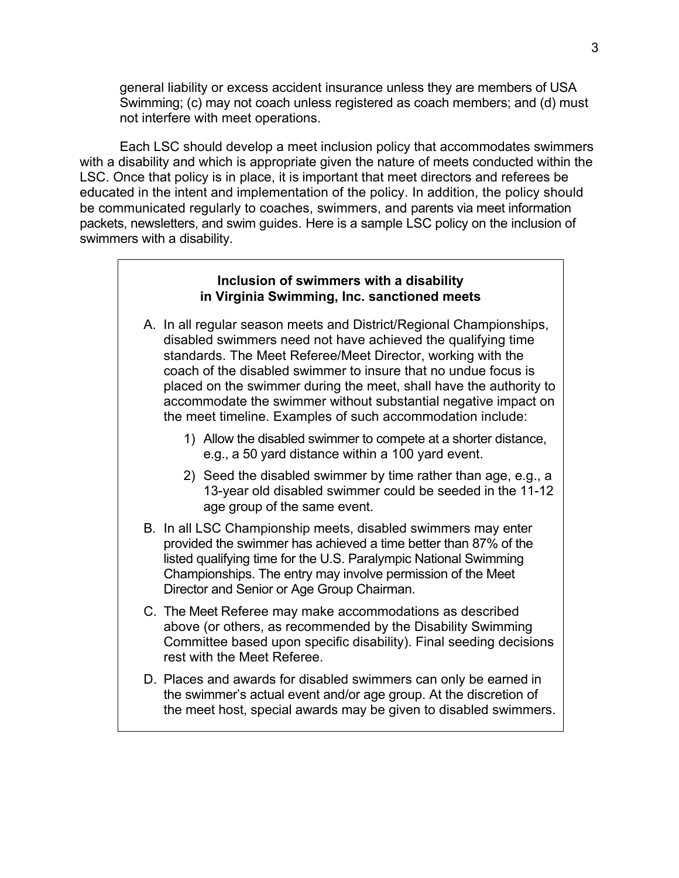general liability or excess accident insurance unless they are members of USA Swimming; (c) may not coach unless registered as coach members; and (d) must not interfere with meet operations.

Each LSC should develop a meet inclusion policy that accommodates swimmers with a disability and which is appropriate given the nature of meets conducted within the LSC. Once that policy is in place, it is important that meet directors and referees be educated in the intent and implementation of the policy. In addition, the policy should be communicated regularly to coaches, swimmers, and parents via meet information packets, newsletters, and swim guides. Here is a sample LSC policy on the inclusion of swimmers with a disability.

**Inclusion of swimmers with a disability in Virginia Swimming, Inc. sanctioned meets**

A. In all regular season meets and District/Regional Championships, disabled swimmers need not have achieved the qualifying time standards. The Meet Referee/Meet Director, working with the coach of the disabled swimmer to insure that no undue focus is placed on the swimmer during the meet, shall have the authority to accommodate the swimmer without substantial negative impact on the meet timeline. Examples of such accommodation include:

   1) Allow the disabled swimmer to compete at a shorter distance, e.g., a 50 yard distance within a 100 yard event.

   2) Seed the disabled swimmer by time rather than age, e.g., a 13-year old disabled swimmer could be seeded in the 11-12 age group of the same event.

B. In all LSC Championship meets, disabled swimmers may enter provided the swimmer has achieved a time better than 87% of the listed qualifying time for the U.S. Paralympic National Swimming Championships. The entry may involve permission of the Meet Director and Senior or Age Group Chairman.

C. The Meet Referee may make accommodations as described above (or others, as recommended by the Disability Swimming Committee based upon specific disability). Final seeding decisions rest with the Meet Referee.

D. Places and awards for disabled swimmers can only be earned in the swimmer's actual event and/or age group. At the discretion of the meet host, special awards may be given to disabled swimmers.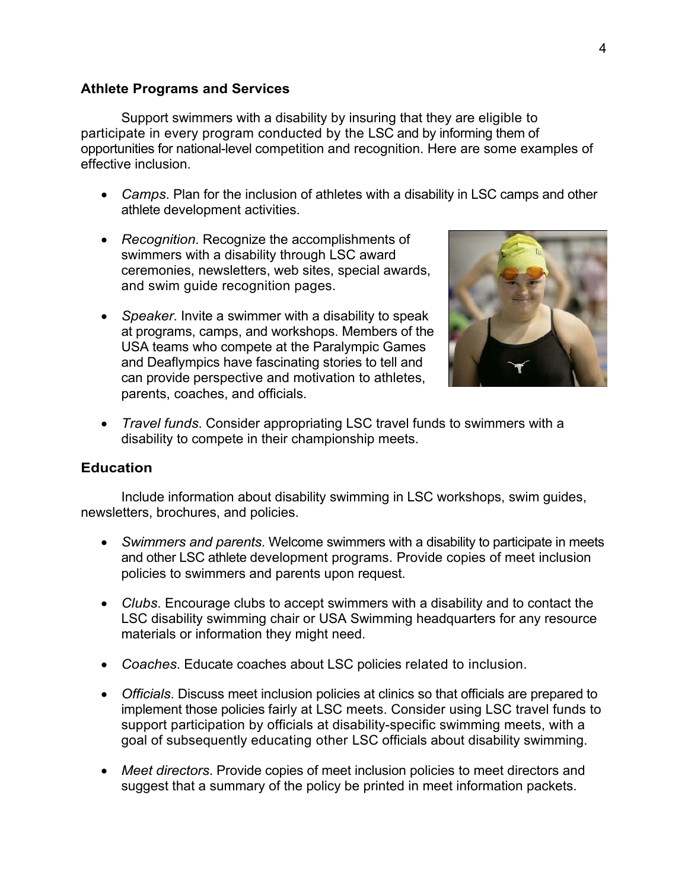### Athlete Programs and Services

Support swimmers with a disability by insuring that they are eligible to participate in every program conducted by the LSC and by informing them of opportunities for national-level competition and recognition. Here are some examples of effective inclusion.

- *Camps*. Plan for the inclusion of athletes with a disability in LSC camps and other athlete development activities.
- *Recognition*. Recognize the accomplishments of swimmers with a disability through LSC award ceremonies, newsletters, web sites, special awards, and swim guide recognition pages.
- *Speaker*. Invite a swimmer with a disability to speak at programs, camps, and workshops. Members of the USA teams who compete at the Paralympic Games and Deaflympics have fascinating stories to tell and can provide perspective and motivation to athletes, parents, coaches, and officials.
- *Travel funds*. Consider appropriating LSC travel funds to swimmers with a disability to compete in their championship meets.

### Education

Include information about disability swimming in LSC workshops, swim guides, newsletters, brochures, and policies.

- *Swimmers and parents*. Welcome swimmers with a disability to participate in meets and other LSC athlete development programs. Provide copies of meet inclusion policies to swimmers and parents upon request.
- *Clubs*. Encourage clubs to accept swimmers with a disability and to contact the LSC disability swimming chair or USA Swimming headquarters for any resource materials or information they might need.
- *Coaches*. Educate coaches about LSC policies related to inclusion.
- *Officials*. Discuss meet inclusion policies at clinics so that officials are prepared to implement those policies fairly at LSC meets. Consider using LSC travel funds to support participation by officials at disability-specific swimming meets, with a goal of subsequently educating other LSC officials about disability swimming.
- *Meet directors*. Provide copies of meet inclusion policies to meet directors and suggest that a summary of the policy be printed in meet information packets.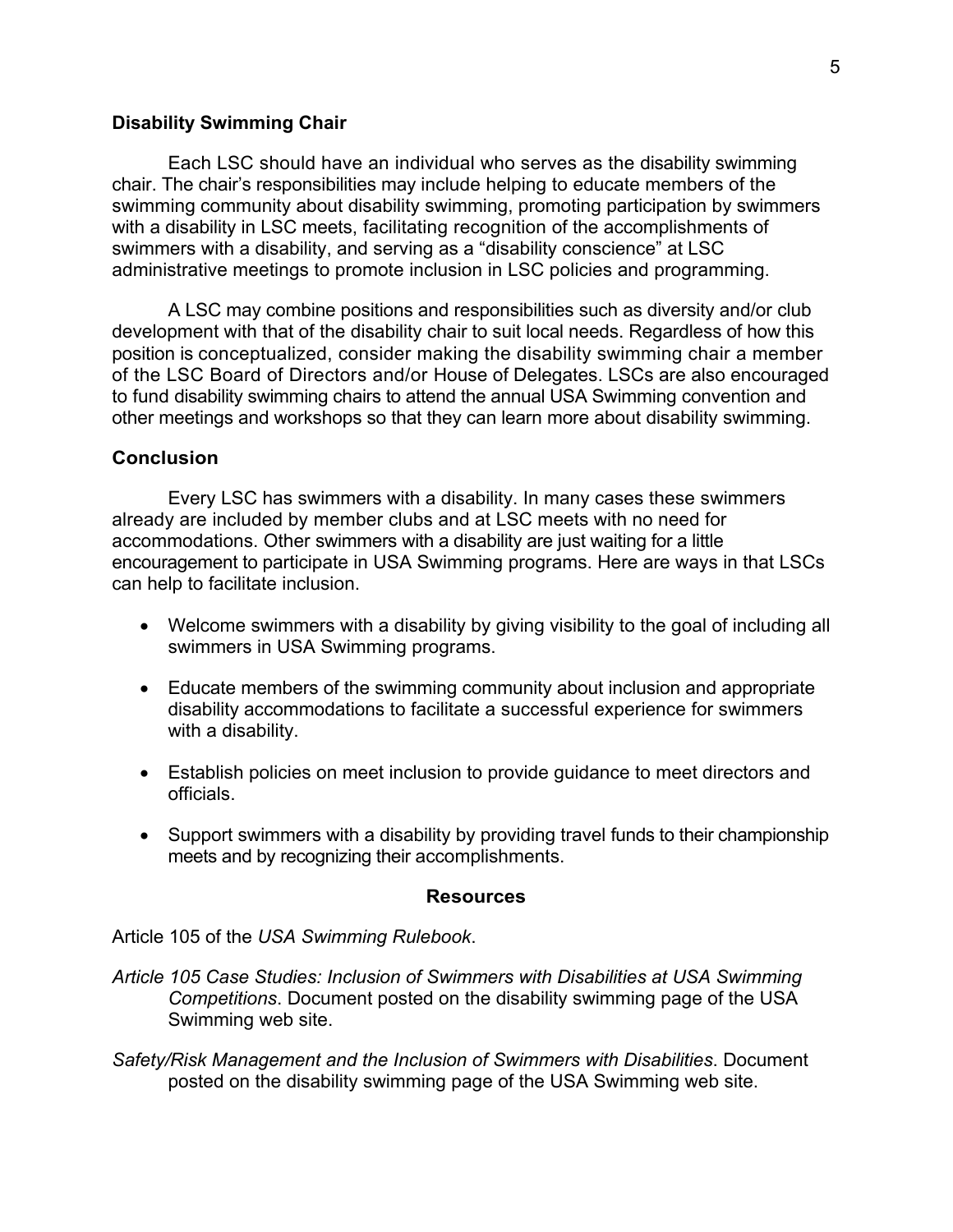## Disability Swimming Chair

Each LSC should have an individual who serves as the disability swimming chair. The chair's responsibilities may include helping to educate members of the swimming community about disability swimming, promoting participation by swimmers with a disability in LSC meets, facilitating recognition of the accomplishments of swimmers with a disability, and serving as a "disability conscience" at LSC administrative meetings to promote inclusion in LSC policies and programming.

A LSC may combine positions and responsibilities such as diversity and/or club development with that of the disability chair to suit local needs. Regardless of how this position is conceptualized, consider making the disability swimming chair a member of the LSC Board of Directors and/or House of Delegates. LSCs are also encouraged to fund disability swimming chairs to attend the annual USA Swimming convention and other meetings and workshops so that they can learn more about disability swimming.

## Conclusion

Every LSC has swimmers with a disability. In many cases these swimmers already are included by member clubs and at LSC meets with no need for accommodations. Other swimmers with a disability are just waiting for a little encouragement to participate in USA Swimming programs. Here are ways in that LSCs can help to facilitate inclusion.

- Welcome swimmers with a disability by giving visibility to the goal of including all swimmers in USA Swimming programs.
- Educate members of the swimming community about inclusion and appropriate disability accommodations to facilitate a successful experience for swimmers with a disability.
- Establish policies on meet inclusion to provide guidance to meet directors and officials.
- Support swimmers with a disability by providing travel funds to their championship meets and by recognizing their accomplishments.

## Resources

Article 105 of the *USA Swimming Rulebook*.

*Article 105 Case Studies: Inclusion of Swimmers with Disabilities at USA Swimming Competitions*. Document posted on the disability swimming page of the USA Swimming web site.

*Safety/Risk Management and the Inclusion of Swimmers with Disabilities*. Document posted on the disability swimming page of the USA Swimming web site.